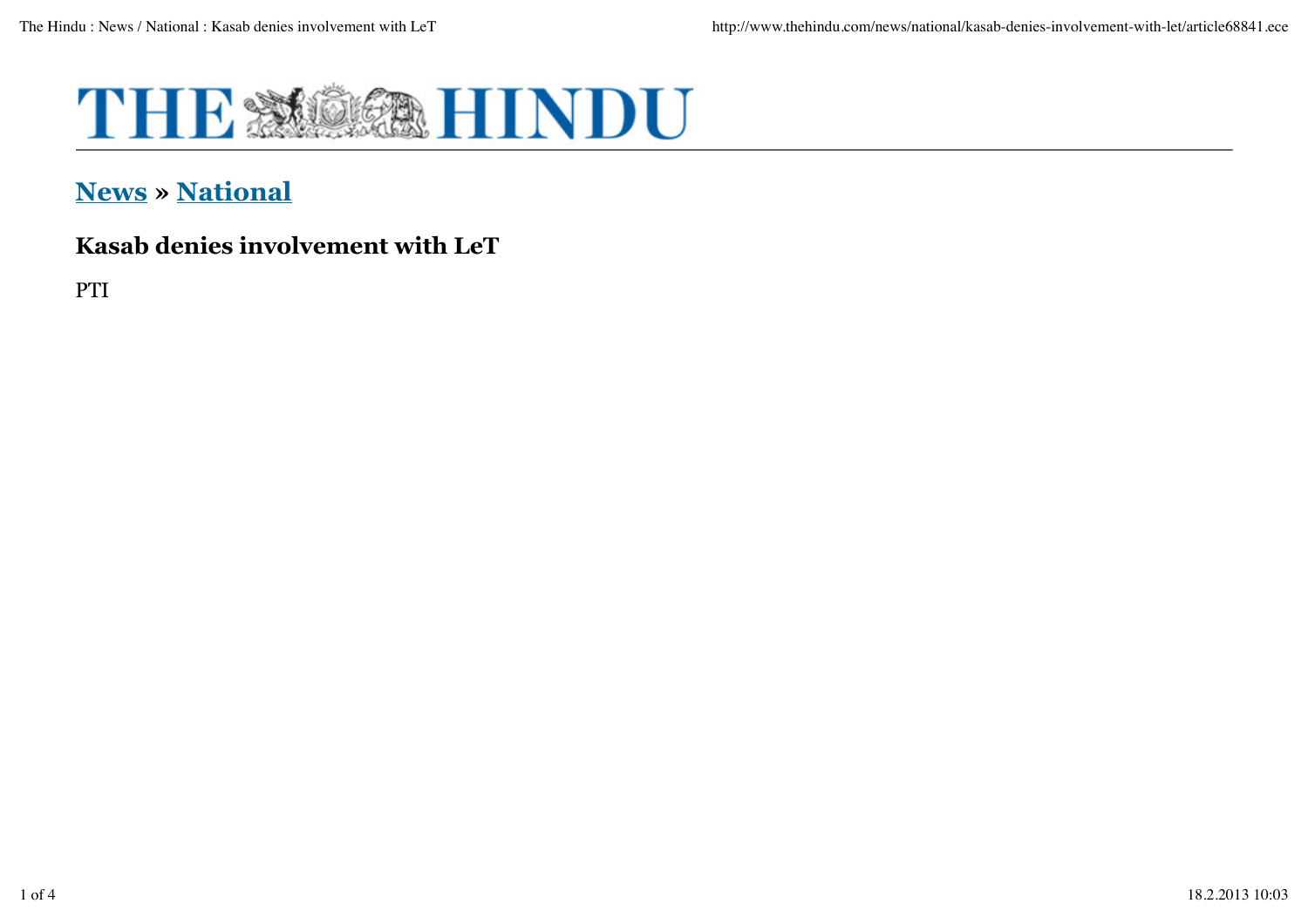# THE HINDU

## News » National

### Kasab denies involvement with LeT

PTI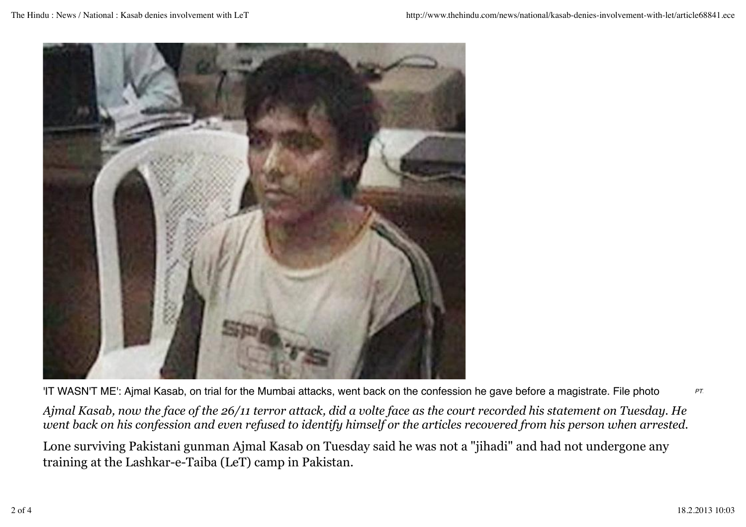'IT WASN'T ME': Ajmal Kasab, on trial for the Mumbai attacks, went back on the confession he gave before a magistrate. File photo PTI

*Ajmal Kasab, now the face of the 26/11 terror attack, did a volte face as the court recorded his statement on Tuesday. He went back on his confession and even refused to identify himself or the articles recovered from his person when arrested.*

Lone surviving Pakistani gunman Ajmal Kasab on Tuesday said he was not a "jihadi" and had not undergone any training at the Lashkar-e-Taiba (LeT) camp in Pakistan.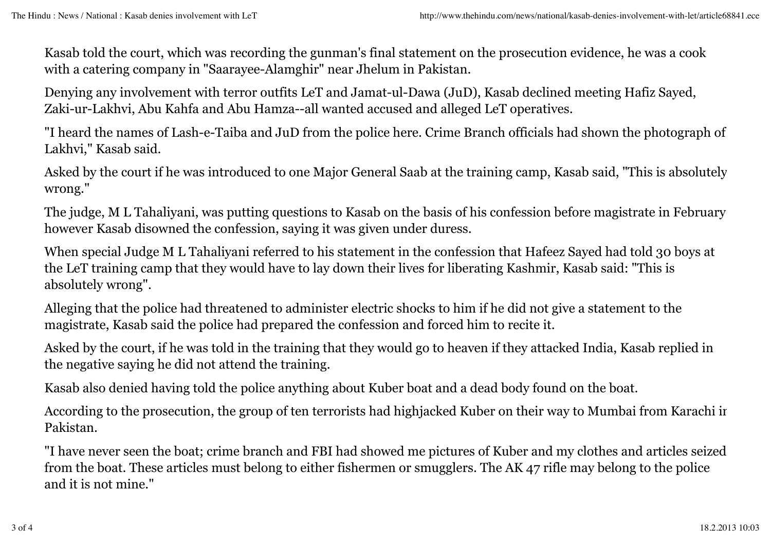Kasab told the court, which was recording the gunman's final statement on the prosecution evidence, he was a cook with a catering company in "Saarayee-Alamghir" near Jhelum in Pakistan.

Denying any involvement with terror outfits LeT and Jamat-ul-Dawa (JuD), Kasab declined meeting Hafiz Sayed, Zaki-ur-Lakhvi, Abu Kahfa and Abu Hamza--all wanted accused and alleged LeT operatives.

"I heard the names of Lash-e-Taiba and JuD from the police here. Crime Branch officials had shown the photograph of Lakhvi," Kasab said.

Asked by the court if he was introduced to one Major General Saab at the training camp, Kasab said, "This is absolutely wrong."

The judge, M L Tahaliyani, was putting questions to Kasab on the basis of his confession before magistrate in February however Kasab disowned the confession, saying it was given under duress.

When special Judge M L Tahaliyani referred to his statement in the confession that Hafeez Sayed had told 30 boys at the LeT training camp that they would have to lay down their lives for liberating Kashmir, Kasab said: "This is absolutely wrong".

Alleging that the police had threatened to administer electric shocks to him if he did not give a statement to the magistrate, Kasab said the police had prepared the confession and forced him to recite it.

Asked by the court, if he was told in the training that they would go to heaven if they attacked India, Kasab replied in the negative saying he did not attend the training.

Kasab also denied having told the police anything about Kuber boat and a dead body found on the boat.

According to the prosecution, the group of ten terrorists had highjacked Kuber on their way to Mumbai from Karachi in Pakistan.

"I have never seen the boat; crime branch and FBI had showed me pictures of Kuber and my clothes and articles seized from the boat. These articles must belong to either fishermen or smugglers. The AK 47 rifle may belong to the police and it is not mine."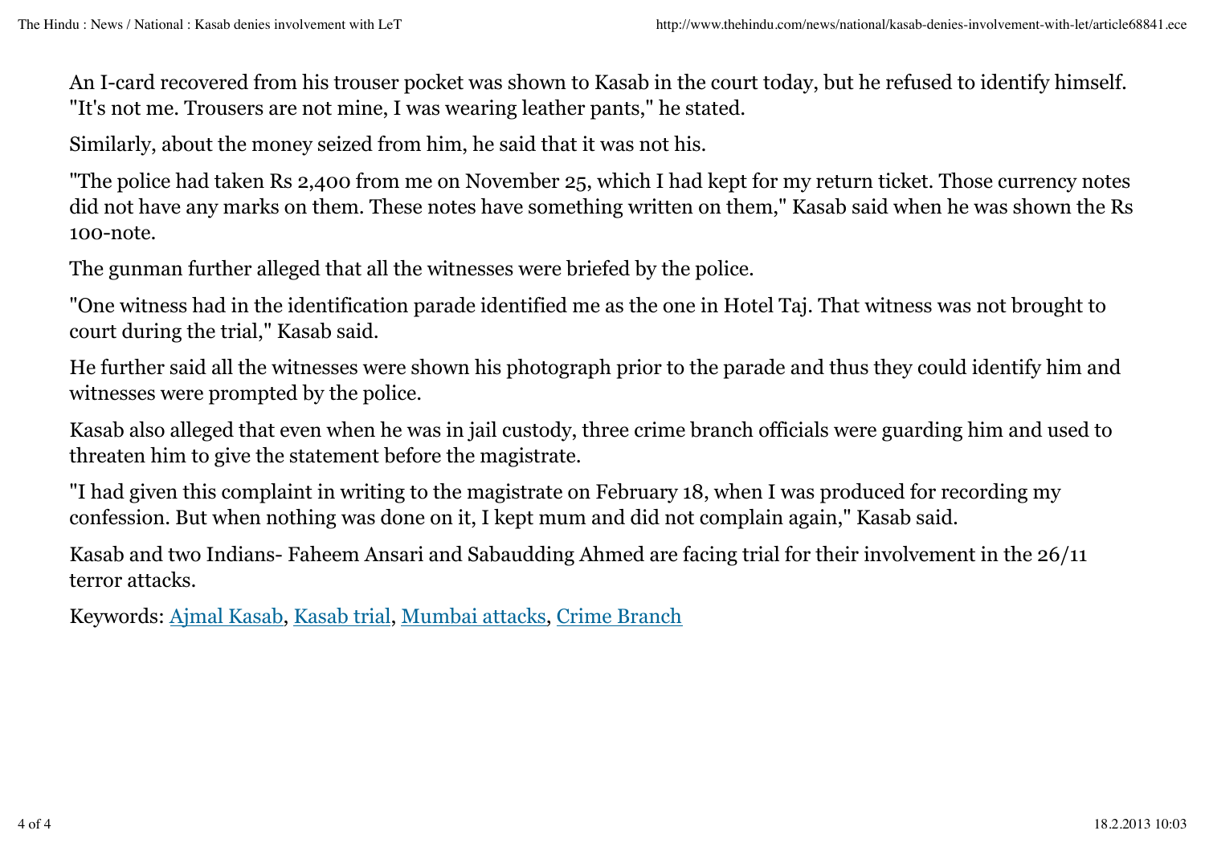An I-card recovered from his trouser pocket was shown to Kasab in the court today, but he refused to identify himself. "It's not me. Trousers are not mine, I was wearing leather pants," he stated.

Similarly, about the money seized from him, he said that it was not his.

"The police had taken Rs 2,400 from me on November 25, which I had kept for my return ticket. Those currency notes did not have any marks on them. These notes have something written on them," Kasab said when he was shown the Rs 100-note.

The gunman further alleged that all the witnesses were briefed by the police.

"One witness had in the identification parade identified me as the one in Hotel Taj. That witness was not brought to court during the trial," Kasab said.

He further said all the witnesses were shown his photograph prior to the parade and thus they could identify him and witnesses were prompted by the police.

Kasab also alleged that even when he was in jail custody, three crime branch officials were guarding him and used to threaten him to give the statement before the magistrate.

"I had given this complaint in writing to the magistrate on February 18, when I was produced for recording my confession. But when nothing was done on it, I kept mum and did not complain again," Kasab said.

Kasab and two Indians- Faheem Ansari and Sabaudding Ahmed are facing trial for their involvement in the 26/11 terror attacks.

Keywords: Ajmal Kasab, Kasab trial, Mumbai attacks, Crime Branch